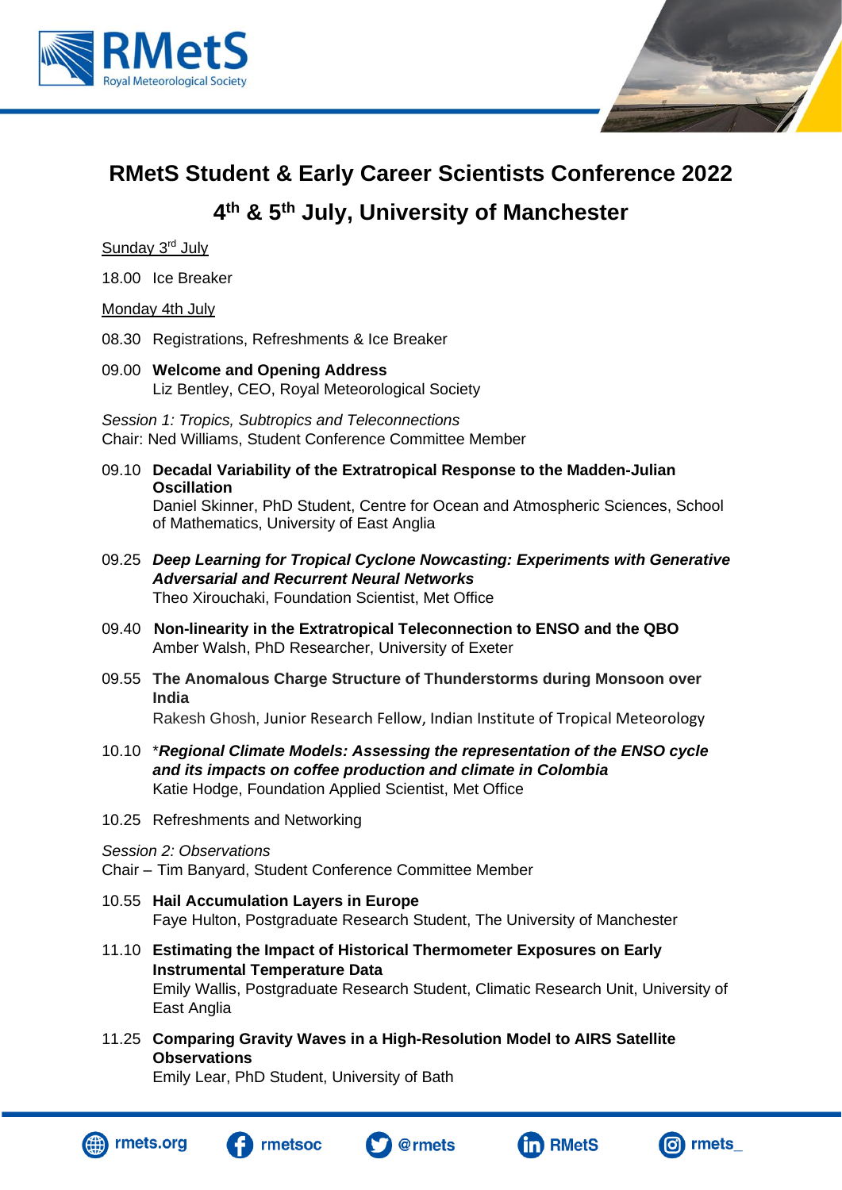# RMetS Student & Early Career Scientists Conference 2022

## 4th & 5th July, University of Manchester

Sunday 3rd July

18.00 Ice Breaker

Monday 4th July

08.30 Registrations, Refreshments & Ice Breaker

09.00 **Welcome and Opening Address**
Liz Bentley, CEO, Royal Meteorological Society

*Session 1: Tropics, Subtropics and Teleconnections*
Chair: Ned Williams, Student Conference Committee Member

09.10 **Decadal Variability of the Extratropical Response to the Madden-Julian Oscillation**
Daniel Skinner, PhD Student, Centre for Ocean and Atmospheric Sciences, School of Mathematics, University of East Anglia

09.25 ***Deep Learning for Tropical Cyclone Nowcasting: Experiments with Generative Adversarial and Recurrent Neural Networks***
Theo Xirouchaki, Foundation Scientist, Met Office

09.40 **Non-linearity in the Extratropical Teleconnection to ENSO and the QBO**
Amber Walsh, PhD Researcher, University of Exeter

09.55 **The Anomalous Charge Structure of Thunderstorms during Monsoon over India**
Rakesh Ghosh, Junior Research Fellow, Indian Institute of Tropical Meteorology

10.10 *Regional Climate Models: Assessing the representation of the ENSO cycle and its impacts on coffee production and climate in Colombia*
Katie Hodge, Foundation Applied Scientist, Met Office

10.25 Refreshments and Networking

*Session 2: Observations*
Chair – Tim Banyard, Student Conference Committee Member

10.55 **Hail Accumulation Layers in Europe**
Faye Hulton, Postgraduate Research Student, The University of Manchester

11.10 **Estimating the Impact of Historical Thermometer Exposures on Early Instrumental Temperature Data**
Emily Wallis, Postgraduate Research Student, Climatic Research Unit, University of East Anglia

11.25 **Comparing Gravity Waves in a High-Resolution Model to AIRS Satellite Observations**
Emily Lear, PhD Student, University of Bath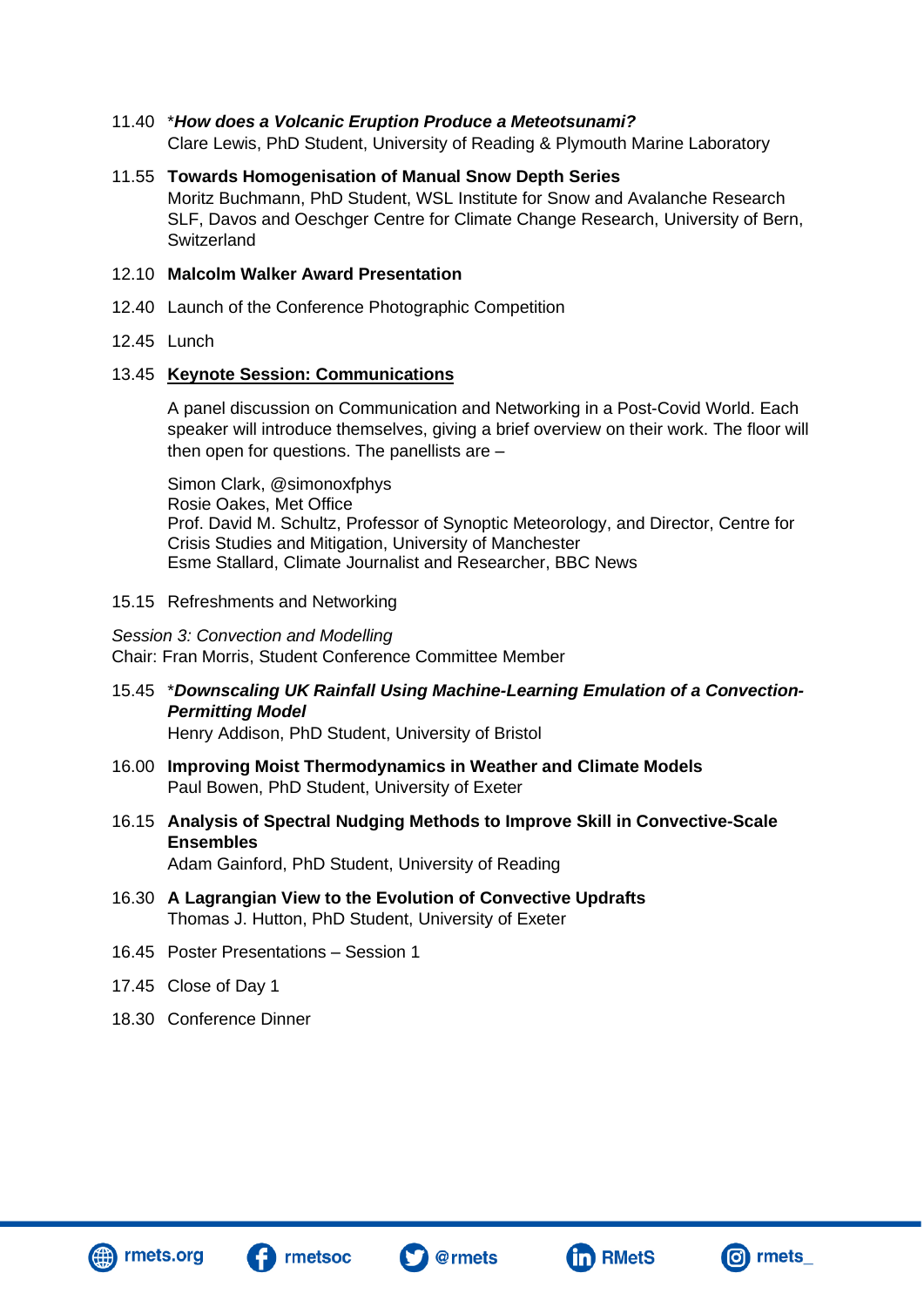11.40 \**How does a Volcanic Eruption Produce a Meteotsunami?*** 
Clare Lewis, PhD Student, University of Reading & Plymouth Marine Laboratory

11.55 **Towards Homogenisation of Manual Snow Depth Series** 
Moritz Buchmann, PhD Student, WSL Institute for Snow and Avalanche Research SLF, Davos and Oeschger Centre for Climate Change Research, University of Bern, Switzerland

12.10 **Malcolm Walker Award Presentation**

12.40 Launch of the Conference Photographic Competition

12.45 Lunch

13.45 **<u>Keynote Session: Communications</u>**

A panel discussion on Communication and Networking in a Post-Covid World. Each speaker will introduce themselves, giving a brief overview on their work. The floor will then open for questions. The panellists are –

Simon Clark, @simonoxfphys 
Rosie Oakes, Met Office 
Prof. David M. Schultz, Professor of Synoptic Meteorology, and Director, Centre for Crisis Studies and Mitigation, University of Manchester 
Esme Stallard, Climate Journalist and Researcher, BBC News

15.15 Refreshments and Networking

*Session 3: Convection and Modelling* 
Chair: Fran Morris, Student Conference Committee Member

15.45 \**Downscaling UK Rainfall Using Machine-Learning Emulation of a Convection-Permitting Model*** 
Henry Addison, PhD Student, University of Bristol

16.00 **Improving Moist Thermodynamics in Weather and Climate Models** 
Paul Bowen, PhD Student, University of Exeter

16.15 **Analysis of Spectral Nudging Methods to Improve Skill in Convective-Scale Ensembles** 
Adam Gainford, PhD Student, University of Reading

16.30 **A Lagrangian View to the Evolution of Convective Updrafts** 
Thomas J. Hutton, PhD Student, University of Exeter

16.45 Poster Presentations – Session 1

17.45 Close of Day 1

18.30 Conference Dinner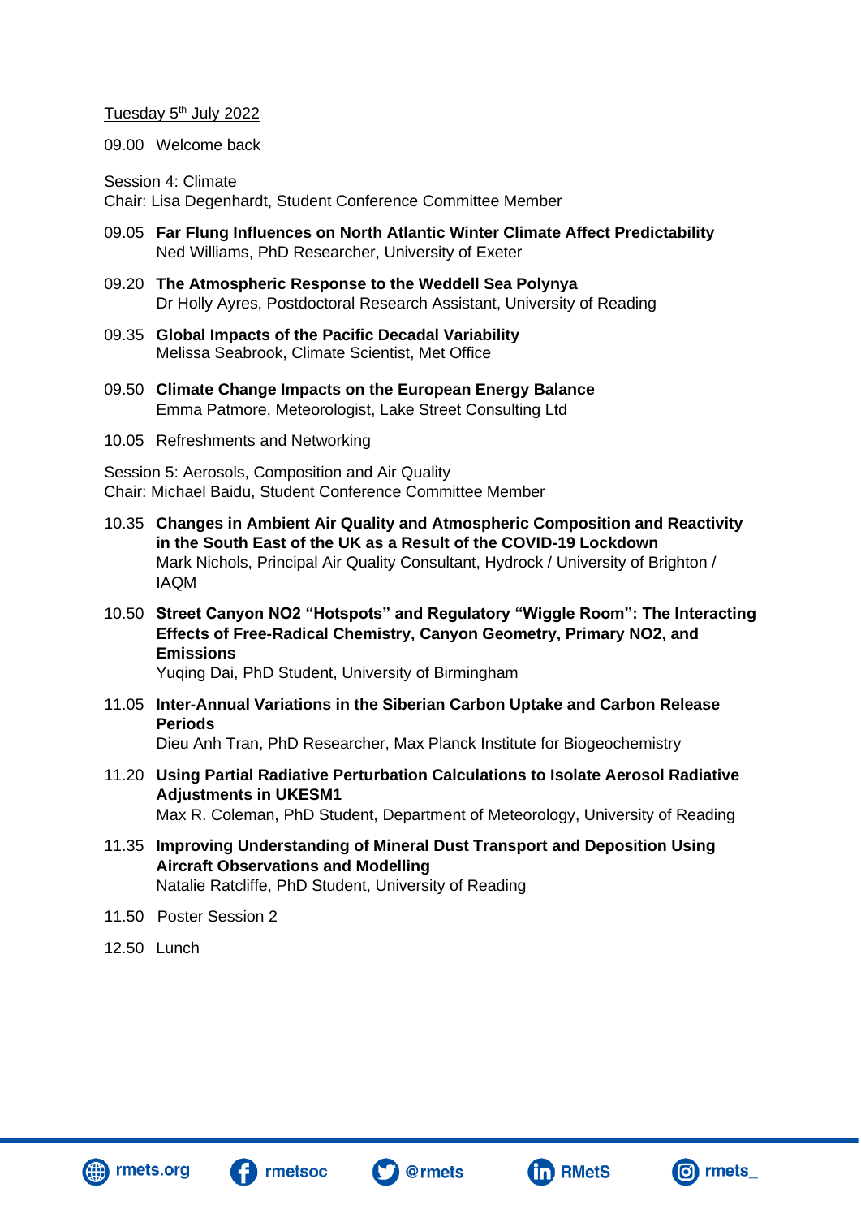Tuesday 5th July 2022

09.00 Welcome back

Session 4: Climate
Chair: Lisa Degenhardt, Student Conference Committee Member

09.05 **Far Flung Influences on North Atlantic Winter Climate Affect Predictability**
Ned Williams, PhD Researcher, University of Exeter

09.20 **The Atmospheric Response to the Weddell Sea Polynya**
Dr Holly Ayres, Postdoctoral Research Assistant, University of Reading

09.35 **Global Impacts of the Pacific Decadal Variability**
Melissa Seabrook, Climate Scientist, Met Office

09.50 **Climate Change Impacts on the European Energy Balance**
Emma Patmore, Meteorologist, Lake Street Consulting Ltd

10.05 Refreshments and Networking

Session 5: Aerosols, Composition and Air Quality
Chair: Michael Baidu, Student Conference Committee Member

10.35 **Changes in Ambient Air Quality and Atmospheric Composition and Reactivity in the South East of the UK as a Result of the COVID-19 Lockdown**
Mark Nichols, Principal Air Quality Consultant, Hydrock / University of Brighton / IAQM

10.50 **Street Canyon NO2 "Hotspots" and Regulatory "Wiggle Room": The Interacting Effects of Free-Radical Chemistry, Canyon Geometry, Primary NO2, and Emissions**
Yuqing Dai, PhD Student, University of Birmingham

11.05 **Inter-Annual Variations in the Siberian Carbon Uptake and Carbon Release Periods**
Dieu Anh Tran, PhD Researcher, Max Planck Institute for Biogeochemistry

11.20 **Using Partial Radiative Perturbation Calculations to Isolate Aerosol Radiative Adjustments in UKESM1**
Max R. Coleman, PhD Student, Department of Meteorology, University of Reading

11.35 **Improving Understanding of Mineral Dust Transport and Deposition Using Aircraft Observations and Modelling**
Natalie Ratcliffe, PhD Student, University of Reading

11.50 Poster Session 2

12.50 Lunch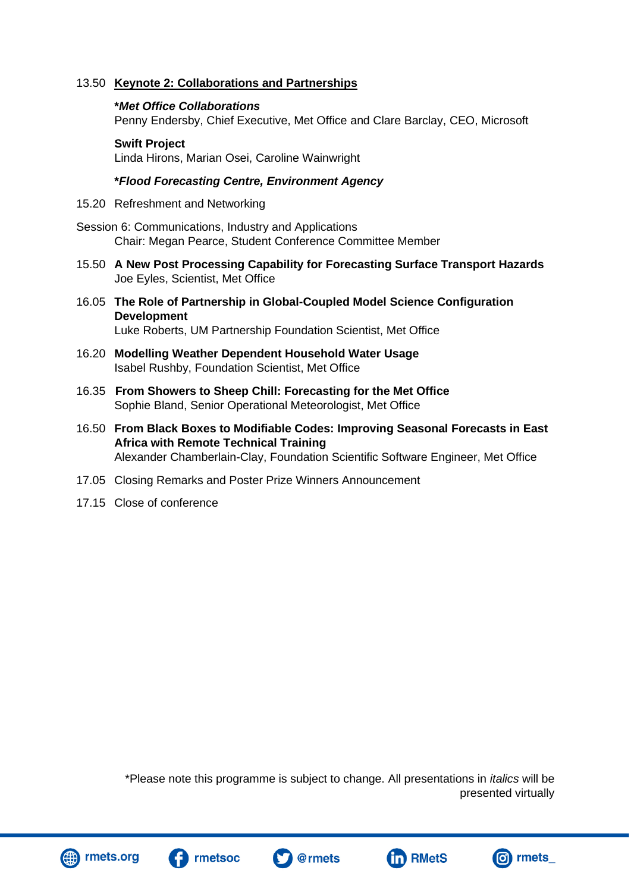13.50 **<u>Keynote 2: Collaborations and Partnerships</u>**

***Met Office Collaborations***
Penny Endersby, Chief Executive, Met Office and Clare Barclay, CEO, Microsoft

**Swift Project**
Linda Hirons, Marian Osei, Caroline Wainwright

***Flood Forecasting Centre, Environment Agency***

15.20 Refreshment and Networking

Session 6: Communications, Industry and Applications
Chair: Megan Pearce, Student Conference Committee Member

15.50 **A New Post Processing Capability for Forecasting Surface Transport Hazards**
Joe Eyles, Scientist, Met Office

16.05 **The Role of Partnership in Global-Coupled Model Science Configuration Development**
Luke Roberts, UM Partnership Foundation Scientist, Met Office

16.20 **Modelling Weather Dependent Household Water Usage**
Isabel Rushby, Foundation Scientist, Met Office

16.35 **From Showers to Sheep Chill: Forecasting for the Met Office**
Sophie Bland, Senior Operational Meteorologist, Met Office

16.50 **From Black Boxes to Modifiable Codes: Improving Seasonal Forecasts in East Africa with Remote Technical Training**
Alexander Chamberlain-Clay, Foundation Scientific Software Engineer, Met Office

17.05 Closing Remarks and Poster Prize Winners Announcement

17.15 Close of conference

*Please note this programme is subject to change. All presentations in *italics* will be presented virtually

rmets.org rmetsoc @rmets RMetS rmets_